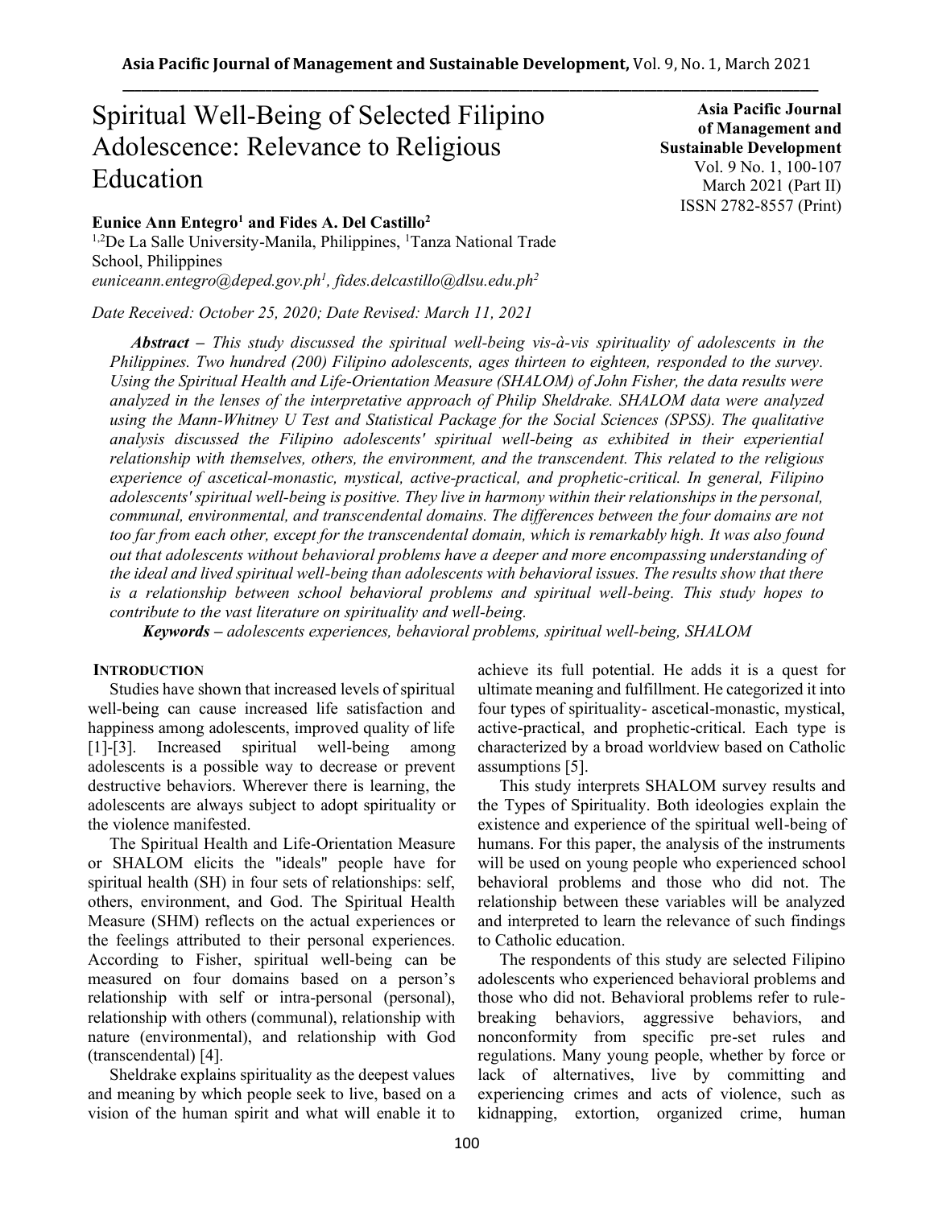# Spiritual Well-Being of Selected Filipino Adolescence: Relevance to Religious Education

**Asia Pacific Journal of Management and Sustainable Development**
Vol. 9 No. 1, 100-107
March 2021 (Part II)
ISSN 2782-8557 (Print)

**Eunice Ann Entegro[1] and Fides A. Del Castillo[2]**

[1,2]De La Salle University-Manila, Philippines, [1]Tanza National Trade School, Philippines
*euniceann.entegro@deped.gov.ph[1], fides.delcastillo@dlsu.edu.ph[2]*

*Date Received: October 25, 2020; Date Revised: March 11, 2021*

***Abstract*** – *This study discussed the spiritual well-being vis-à-vis spirituality of adolescents in the Philippines. Two hundred (200) Filipino adolescents, ages thirteen to eighteen, responded to the survey. Using the Spiritual Health and Life-Orientation Measure (SHALOM) of John Fisher, the data results were analyzed in the lenses of the interpretative approach of Philip Sheldrake. SHALOM data were analyzed using the Mann-Whitney U Test and Statistical Package for the Social Sciences (SPSS). The qualitative analysis discussed the Filipino adolescents' spiritual well-being as exhibited in their experiential relationship with themselves, others, the environment, and the transcendent. This related to the religious experience of ascetical-monastic, mystical, active-practical, and prophetic-critical. In general, Filipino adolescents' spiritual well-being is positive. They live in harmony within their relationships in the personal, communal, environmental, and transcendental domains. The differences between the four domains are not too far from each other, except for the transcendental domain, which is remarkably high. It was also found out that adolescents without behavioral problems have a deeper and more encompassing understanding of the ideal and lived spiritual well-being than adolescents with behavioral issues. The results show that there is a relationship between school behavioral problems and spiritual well-being. This study hopes to contribute to the vast literature on spirituality and well-being.*

***Keywords*** – *adolescents experiences, behavioral problems, spiritual well-being, SHALOM*

## INTRODUCTION

Studies have shown that increased levels of spiritual well-being can cause increased life satisfaction and happiness among adolescents, improved quality of life [1]-[3]. Increased spiritual well-being among adolescents is a possible way to decrease or prevent destructive behaviors. Wherever there is learning, the adolescents are always subject to adopt spirituality or the violence manifested.

The Spiritual Health and Life-Orientation Measure or SHALOM elicits the "ideals" people have for spiritual health (SH) in four sets of relationships: self, others, environment, and God. The Spiritual Health Measure (SHM) reflects on the actual experiences or the feelings attributed to their personal experiences. According to Fisher, spiritual well-being can be measured on four domains based on a person's relationship with self or intra-personal (personal), relationship with others (communal), relationship with nature (environmental), and relationship with God (transcendental) [4].

Sheldrake explains spirituality as the deepest values and meaning by which people seek to live, based on a vision of the human spirit and what will enable it to achieve its full potential. He adds it is a quest for ultimate meaning and fulfillment. He categorized it into four types of spirituality- ascetical-monastic, mystical, active-practical, and prophetic-critical. Each type is characterized by a broad worldview based on Catholic assumptions [5].

This study interprets SHALOM survey results and the Types of Spirituality. Both ideologies explain the existence and experience of the spiritual well-being of humans. For this paper, the analysis of the instruments will be used on young people who experienced school behavioral problems and those who did not. The relationship between these variables will be analyzed and interpreted to learn the relevance of such findings to Catholic education.

The respondents of this study are selected Filipino adolescents who experienced behavioral problems and those who did not. Behavioral problems refer to rule-breaking behaviors, aggressive behaviors, and nonconformity from specific pre-set rules and regulations. Many young people, whether by force or lack of alternatives, live by committing and experiencing crimes and acts of violence, such as kidnapping, extortion, organized crime, human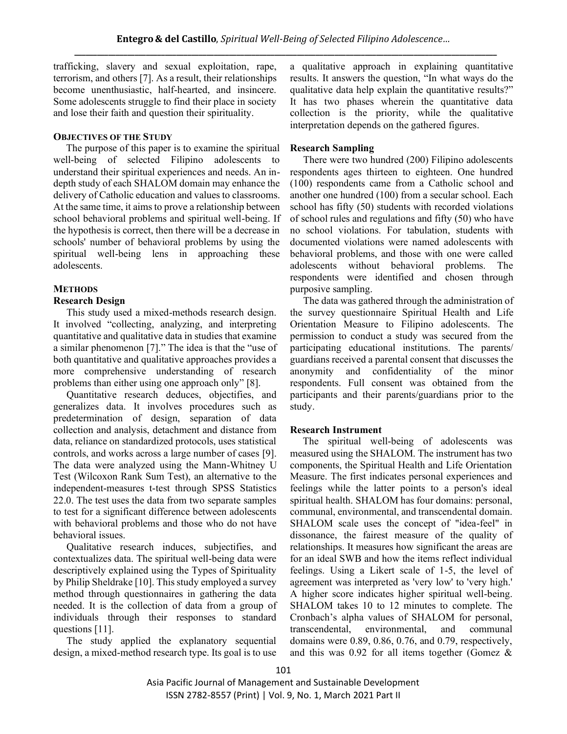trafficking, slavery and sexual exploitation, rape, terrorism, and others [7]. As a result, their relationships become unenthusiastic, half-hearted, and insincere. Some adolescents struggle to find their place in society and lose their faith and question their spirituality.

### OBJECTIVES OF THE STUDY

The purpose of this paper is to examine the spiritual well-being of selected Filipino adolescents to understand their spiritual experiences and needs. An in-depth study of each SHALOM domain may enhance the delivery of Catholic education and values to classrooms. At the same time, it aims to prove a relationship between school behavioral problems and spiritual well-being. If the hypothesis is correct, then there will be a decrease in schools' number of behavioral problems by using the spiritual well-being lens in approaching these adolescents.

## METHODS

### Research Design

This study used a mixed-methods research design. It involved "collecting, analyzing, and interpreting quantitative and qualitative data in studies that examine a similar phenomenon [7]." The idea is that the "use of both quantitative and qualitative approaches provides a more comprehensive understanding of research problems than either using one approach only" [8].

Quantitative research deduces, objectifies, and generalizes data. It involves procedures such as predetermination of design, separation of data collection and analysis, detachment and distance from data, reliance on standardized protocols, uses statistical controls, and works across a large number of cases [9]. The data were analyzed using the Mann-Whitney U Test (Wilcoxon Rank Sum Test), an alternative to the independent-measures t-test through SPSS Statistics 22.0. The test uses the data from two separate samples to test for a significant difference between adolescents with behavioral problems and those who do not have behavioral issues.

Qualitative research induces, subjectifies, and contextualizes data. The spiritual well-being data were descriptively explained using the Types of Spirituality by Philip Sheldrake [10]. This study employed a survey method through questionnaires in gathering the data needed. It is the collection of data from a group of individuals through their responses to standard questions [11].

The study applied the explanatory sequential design, a mixed-method research type. Its goal is to use a qualitative approach in explaining quantitative results. It answers the question, "In what ways do the qualitative data help explain the quantitative results?" It has two phases wherein the quantitative data collection is the priority, while the qualitative interpretation depends on the gathered figures.

### Research Sampling

There were two hundred (200) Filipino adolescents respondents ages thirteen to eighteen. One hundred (100) respondents came from a Catholic school and another one hundred (100) from a secular school. Each school has fifty (50) students with recorded violations of school rules and regulations and fifty (50) who have no school violations. For tabulation, students with documented violations were named adolescents with behavioral problems, and those with one were called adolescents without behavioral problems. The respondents were identified and chosen through purposive sampling.

The data was gathered through the administration of the survey questionnaire Spiritual Health and Life Orientation Measure to Filipino adolescents. The permission to conduct a study was secured from the participating educational institutions. The parents/ guardians received a parental consent that discusses the anonymity and confidentiality of the minor respondents. Full consent was obtained from the participants and their parents/guardians prior to the study.

### Research Instrument

The spiritual well-being of adolescents was measured using the SHALOM. The instrument has two components, the Spiritual Health and Life Orientation Measure. The first indicates personal experiences and feelings while the latter points to a person's ideal spiritual health. SHALOM has four domains: personal, communal, environmental, and transcendental domain. SHALOM scale uses the concept of "idea-feel" in dissonance, the fairest measure of the quality of relationships. It measures how significant the areas are for an ideal SWB and how the items reflect individual feelings. Using a Likert scale of 1-5, the level of agreement was interpreted as 'very low' to 'very high.' A higher score indicates higher spiritual well-being. SHALOM takes 10 to 12 minutes to complete. The Cronbach's alpha values of SHALOM for personal, transcendental, environmental, and communal domains were 0.89, 0.86, 0.76, and 0.79, respectively, and this was 0.92 for all items together (Gomez &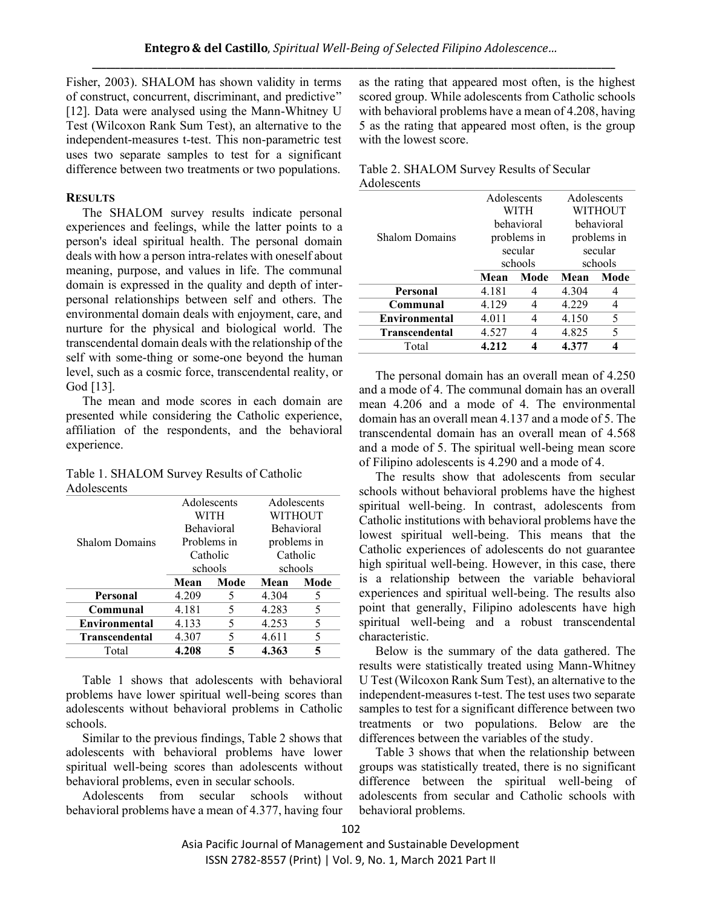Fisher, 2003). SHALOM has shown validity in terms of construct, concurrent, discriminant, and predictive" [12]. Data were analysed using the Mann-Whitney U Test (Wilcoxon Rank Sum Test), an alternative to the independent-measures t-test. This non-parametric test uses two separate samples to test for a significant difference between two treatments or two populations.

## RESULTS

The SHALOM survey results indicate personal experiences and feelings, while the latter points to a person's ideal spiritual health. The personal domain deals with how a person intra-relates with oneself about meaning, purpose, and values in life. The communal domain is expressed in the quality and depth of inter-personal relationships between self and others. The environmental domain deals with enjoyment, care, and nurture for the physical and biological world. The transcendental domain deals with the relationship of the self with some-thing or some-one beyond the human level, such as a cosmic force, transcendental reality, or God [13].

The mean and mode scores in each domain are presented while considering the Catholic experience, affiliation of the respondents, and the behavioral experience.

Table 1. SHALOM Survey Results of Catholic Adolescents

| Shalom Domains | Adolescents WITH Behavioral Problems in Catholic schools | | Adolescents WITHOUT Behavioral problems in Catholic schools | |
|---|---|---|---|---|
| | Mean | Mode | Mean | Mode |
| **Personal** | 4.209 | 5 | 4.304 | 5 |
| **Communal** | 4.181 | 5 | 4.283 | 5 |
| **Environmental** | 4.133 | 5 | 4.253 | 5 |
| **Transcendental** | 4.307 | 5 | 4.611 | 5 |
| Total | **4.208** | **5** | **4.363** | **5** |

Table 1 shows that adolescents with behavioral problems have lower spiritual well-being scores than adolescents without behavioral problems in Catholic schools.

Similar to the previous findings, Table 2 shows that adolescents with behavioral problems have lower spiritual well-being scores than adolescents without behavioral problems, even in secular schools.

Adolescents from secular schools without behavioral problems have a mean of 4.377, having four as the rating that appeared most often, is the highest scored group. While adolescents from Catholic schools with behavioral problems have a mean of 4.208, having 5 as the rating that appeared most often, is the group with the lowest score.

Table 2. SHALOM Survey Results of Secular Adolescents

| Shalom Domains | Adolescents WITH behavioral problems in secular schools | | Adolescents WITHOUT behavioral problems in secular schools | |
|---|---|---|---|---|
| | Mean | Mode | Mean | Mode |
| **Personal** | 4.181 | 4 | 4.304 | 4 |
| **Communal** | 4.129 | 4 | 4.229 | 4 |
| **Environmental** | 4.011 | 4 | 4.150 | 5 |
| **Transcendental** | 4.527 | 4 | 4.825 | 5 |
| Total | **4.212** | **4** | **4.377** | **4** |

The personal domain has an overall mean of 4.250 and a mode of 4. The communal domain has an overall mean 4.206 and a mode of 4. The environmental domain has an overall mean 4.137 and a mode of 5. The transcendental domain has an overall mean of 4.568 and a mode of 5. The spiritual well-being mean score of Filipino adolescents is 4.290 and a mode of 4.

The results show that adolescents from secular schools without behavioral problems have the highest spiritual well-being. In contrast, adolescents from Catholic institutions with behavioral problems have the lowest spiritual well-being. This means that the Catholic experiences of adolescents do not guarantee high spiritual well-being. However, in this case, there is a relationship between the variable behavioral experiences and spiritual well-being. The results also point that generally, Filipino adolescents have high spiritual well-being and a robust transcendental characteristic.

Below is the summary of the data gathered. The results were statistically treated using Mann-Whitney U Test (Wilcoxon Rank Sum Test), an alternative to the independent-measures t-test. The test uses two separate samples to test for a significant difference between two treatments or two populations. Below are the differences between the variables of the study.

Table 3 shows that when the relationship between groups was statistically treated, there is no significant difference between the spiritual well-being of adolescents from secular and Catholic schools with behavioral problems.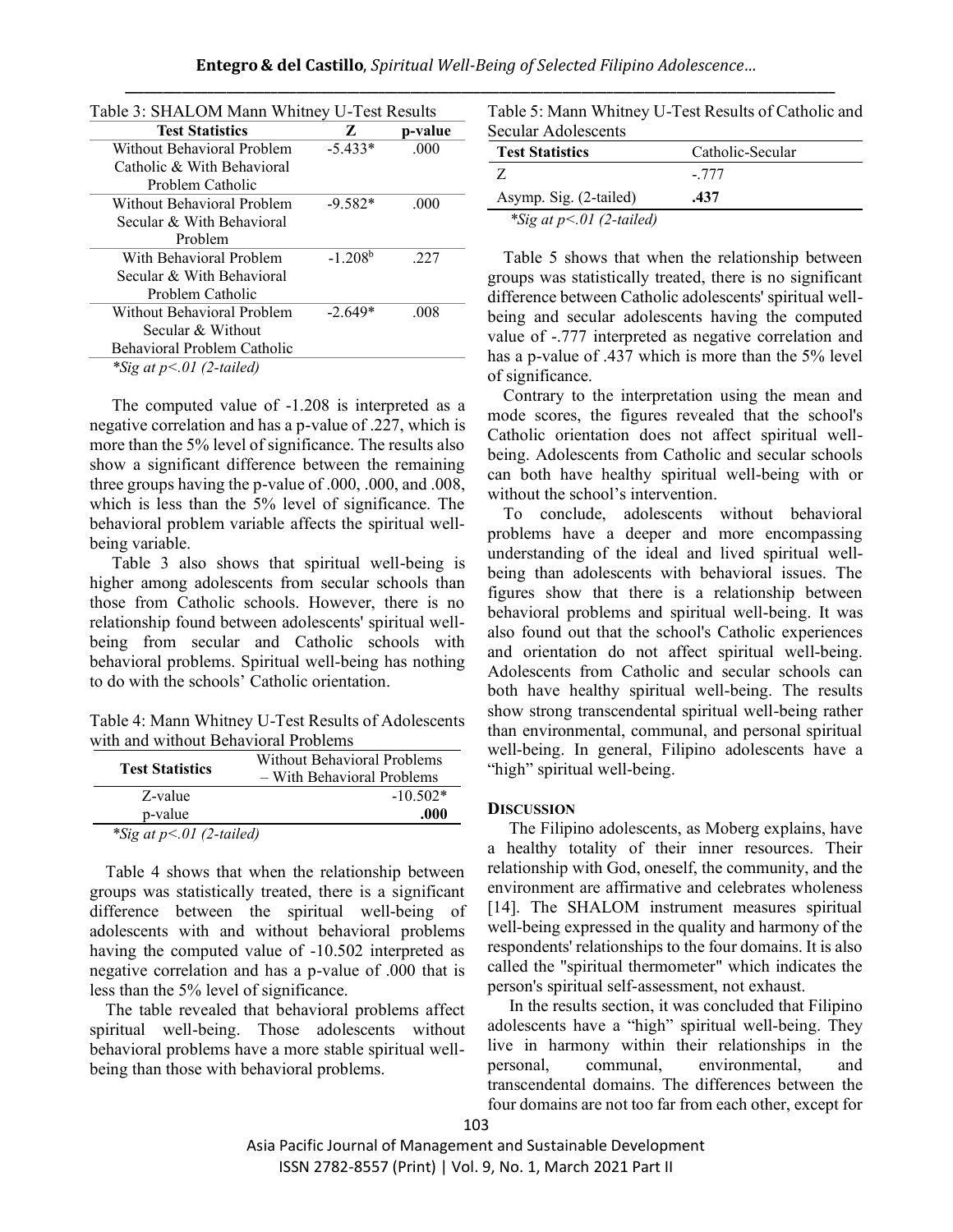Table 3: SHALOM Mann Whitney U-Test Results

| Test Statistics | Z | p-value |
|---|---|---|
| Without Behavioral Problem Catholic & With Behavioral Problem Catholic | -5.433* | .000 |
| Without Behavioral Problem Secular & With Behavioral Problem | -9.582* | .000 |
| With Behavioral Problem Secular & With Behavioral Problem Catholic | $-1.208^b$ | .227 |
| Without Behavioral Problem Secular & Without Behavioral Problem Catholic | -2.649* | .008 |

**Sig at p<.01 (2-tailed)*

The computed value of -1.208 is interpreted as a negative correlation and has a p-value of .227, which is more than the 5% level of significance. The results also show a significant difference between the remaining three groups having the p-value of .000, .000, and .008, which is less than the 5% level of significance. The behavioral problem variable affects the spiritual well-being variable.

Table 3 also shows that spiritual well-being is higher among adolescents from secular schools than those from Catholic schools. However, there is no relationship found between adolescents' spiritual well-being from secular and Catholic schools with behavioral problems. Spiritual well-being has nothing to do with the schools' Catholic orientation.

Table 4: Mann Whitney U-Test Results of Adolescents with and without Behavioral Problems

| Test Statistics | Without Behavioral Problems – With Behavioral Problems |
|---|---|
| Z-value | -10.502* |
| p-value | **.000** |

**Sig at p<.01 (2-tailed)*

Table 4 shows that when the relationship between groups was statistically treated, there is a significant difference between the spiritual well-being of adolescents with and without behavioral problems having the computed value of -10.502 interpreted as negative correlation and has a p-value of .000 that is less than the 5% level of significance.

The table revealed that behavioral problems affect spiritual well-being. Those adolescents without behavioral problems have a more stable spiritual well-being than those with behavioral problems.

Table 5: Mann Whitney U-Test Results of Catholic and Secular Adolescents

| Test Statistics | Catholic-Secular |
|---|---|
| Z | -.777 |
| Asymp. Sig. (2-tailed) | **.437** |

**Sig at p<.01 (2-tailed)*

Table 5 shows that when the relationship between groups was statistically treated, there is no significant difference between Catholic adolescents' spiritual well-being and secular adolescents having the computed value of -.777 interpreted as negative correlation and has a p-value of .437 which is more than the 5% level of significance.

Contrary to the interpretation using the mean and mode scores, the figures revealed that the school's Catholic orientation does not affect spiritual well-being. Adolescents from Catholic and secular schools can both have healthy spiritual well-being with or without the school's intervention.

To conclude, adolescents without behavioral problems have a deeper and more encompassing understanding of the ideal and lived spiritual well-being than adolescents with behavioral issues. The figures show that there is a relationship between behavioral problems and spiritual well-being. It was also found out that the school's Catholic experiences and orientation do not affect spiritual well-being. Adolescents from Catholic and secular schools can both have healthy spiritual well-being. The results show strong transcendental spiritual well-being rather than environmental, communal, and personal spiritual well-being. In general, Filipino adolescents have a "high" spiritual well-being.

## DISCUSSION

The Filipino adolescents, as Moberg explains, have a healthy totality of their inner resources. Their relationship with God, oneself, the community, and the environment are affirmative and celebrates wholeness [14]. The SHALOM instrument measures spiritual well-being expressed in the quality and harmony of the respondents' relationships to the four domains. It is also called the "spiritual thermometer" which indicates the person's spiritual self-assessment, not exhaust.

In the results section, it was concluded that Filipino adolescents have a "high" spiritual well-being. They live in harmony within their relationships in the personal, communal, environmental, and transcendental domains. The differences between the four domains are not too far from each other, except for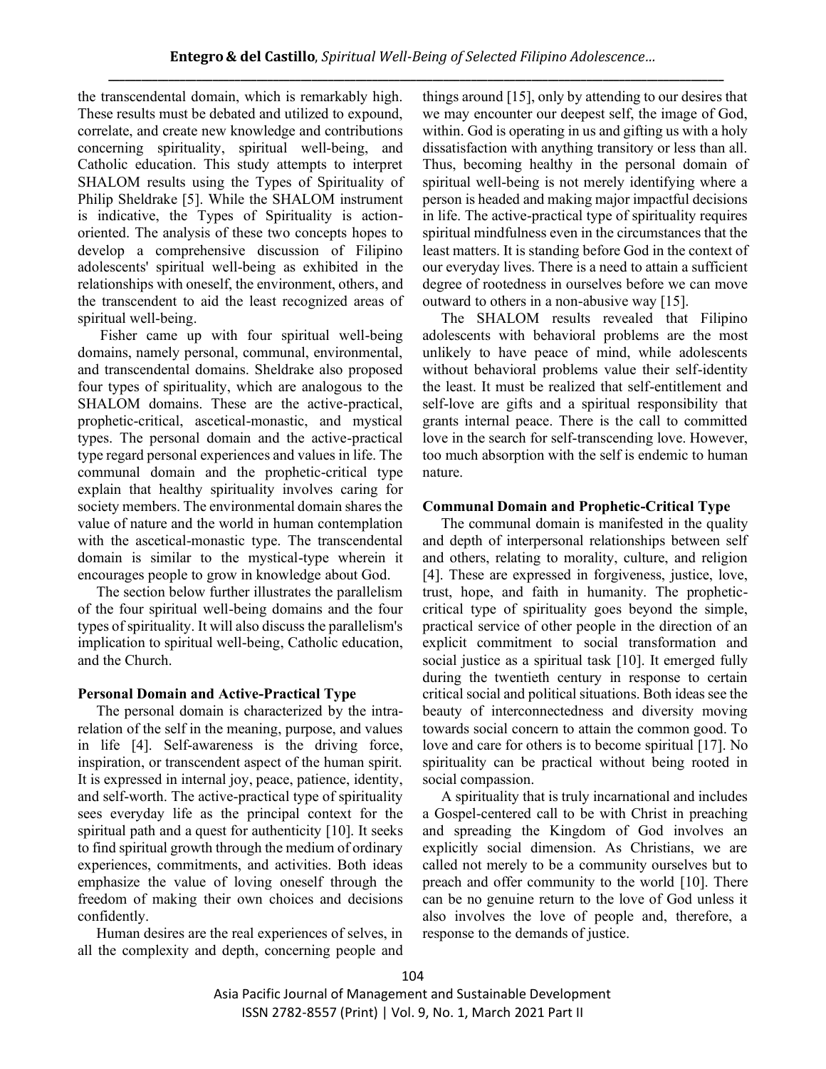the transcendental domain, which is remarkably high. These results must be debated and utilized to expound, correlate, and create new knowledge and contributions concerning spirituality, spiritual well-being, and Catholic education. This study attempts to interpret SHALOM results using the Types of Spirituality of Philip Sheldrake [5]. While the SHALOM instrument is indicative, the Types of Spirituality is action-oriented. The analysis of these two concepts hopes to develop a comprehensive discussion of Filipino adolescents' spiritual well-being as exhibited in the relationships with oneself, the environment, others, and the transcendent to aid the least recognized areas of spiritual well-being.

Fisher came up with four spiritual well-being domains, namely personal, communal, environmental, and transcendental domains. Sheldrake also proposed four types of spirituality, which are analogous to the SHALOM domains. These are the active-practical, prophetic-critical, ascetical-monastic, and mystical types. The personal domain and the active-practical type regard personal experiences and values in life. The communal domain and the prophetic-critical type explain that healthy spirituality involves caring for society members. The environmental domain shares the value of nature and the world in human contemplation with the ascetical-monastic type. The transcendental domain is similar to the mystical-type wherein it encourages people to grow in knowledge about God.

The section below further illustrates the parallelism of the four spiritual well-being domains and the four types of spirituality. It will also discuss the parallelism's implication to spiritual well-being, Catholic education, and the Church.

**Personal Domain and Active-Practical Type**

The personal domain is characterized by the intra-relation of the self in the meaning, purpose, and values in life [4]. Self-awareness is the driving force, inspiration, or transcendent aspect of the human spirit. It is expressed in internal joy, peace, patience, identity, and self-worth. The active-practical type of spirituality sees everyday life as the principal context for the spiritual path and a quest for authenticity [10]. It seeks to find spiritual growth through the medium of ordinary experiences, commitments, and activities. Both ideas emphasize the value of loving oneself through the freedom of making their own choices and decisions confidently.

Human desires are the real experiences of selves, in all the complexity and depth, concerning people and things around [15], only by attending to our desires that we may encounter our deepest self, the image of God, within. God is operating in us and gifting us with a holy dissatisfaction with anything transitory or less than all. Thus, becoming healthy in the personal domain of spiritual well-being is not merely identifying where a person is headed and making major impactful decisions in life. The active-practical type of spirituality requires spiritual mindfulness even in the circumstances that the least matters. It is standing before God in the context of our everyday lives. There is a need to attain a sufficient degree of rootedness in ourselves before we can move outward to others in a non-abusive way [15].

The SHALOM results revealed that Filipino adolescents with behavioral problems are the most unlikely to have peace of mind, while adolescents without behavioral problems value their self-identity the least. It must be realized that self-entitlement and self-love are gifts and a spiritual responsibility that grants internal peace. There is the call to committed love in the search for self-transcending love. However, too much absorption with the self is endemic to human nature.

**Communal Domain and Prophetic-Critical Type**

The communal domain is manifested in the quality and depth of interpersonal relationships between self and others, relating to morality, culture, and religion [4]. These are expressed in forgiveness, justice, love, trust, hope, and faith in humanity. The prophetic-critical type of spirituality goes beyond the simple, practical service of other people in the direction of an explicit commitment to social transformation and social justice as a spiritual task [10]. It emerged fully during the twentieth century in response to certain critical social and political situations. Both ideas see the beauty of interconnectedness and diversity moving towards social concern to attain the common good. To love and care for others is to become spiritual [17]. No spirituality can be practical without being rooted in social compassion.

A spirituality that is truly incarnational and includes a Gospel-centered call to be with Christ in preaching and spreading the Kingdom of God involves an explicitly social dimension. As Christians, we are called not merely to be a community ourselves but to preach and offer community to the world [10]. There can be no genuine return to the love of God unless it also involves the love of people and, therefore, a response to the demands of justice.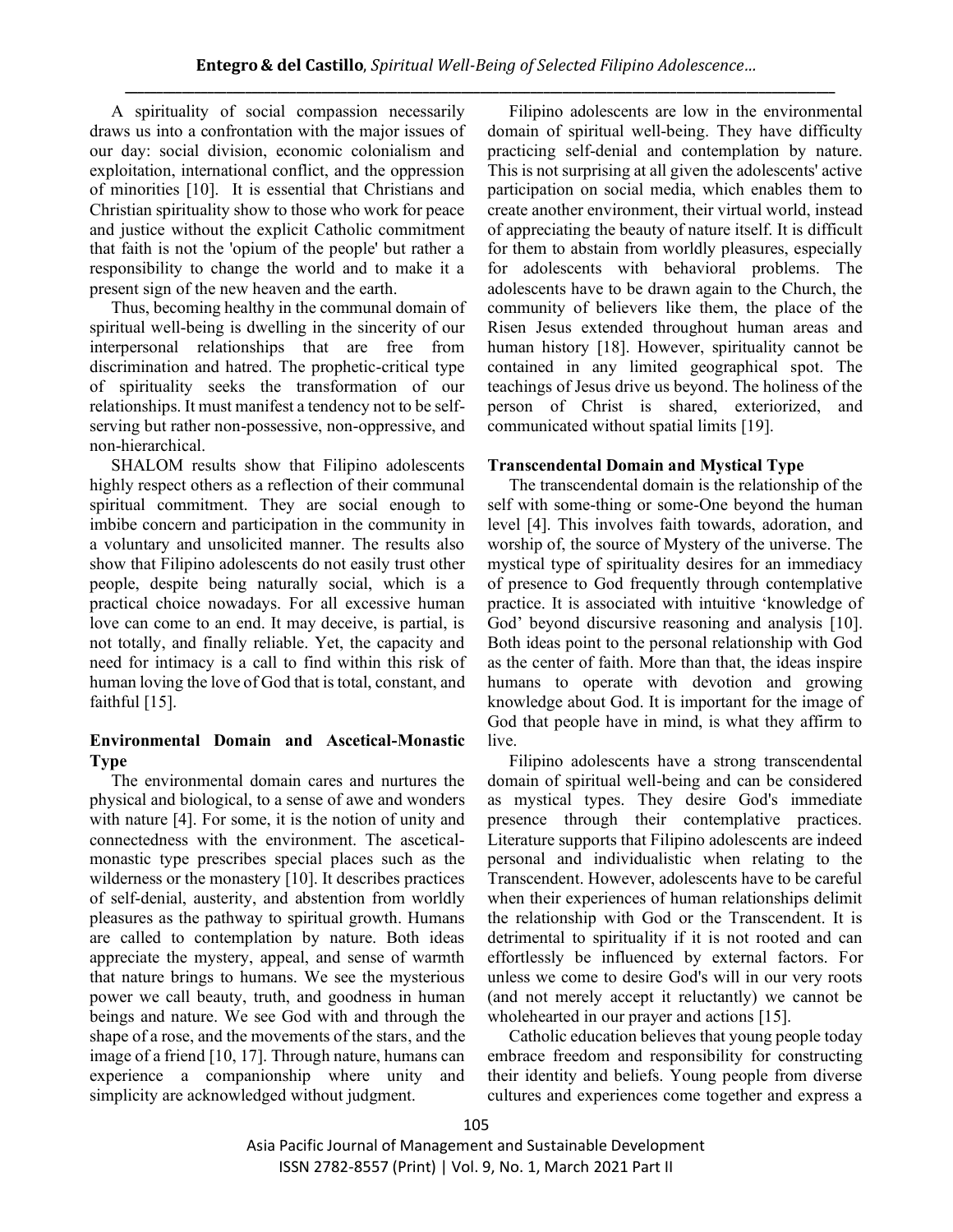A spirituality of social compassion necessarily draws us into a confrontation with the major issues of our day: social division, economic colonialism and exploitation, international conflict, and the oppression of minorities [10]. It is essential that Christians and Christian spirituality show to those who work for peace and justice without the explicit Catholic commitment that faith is not the 'opium of the people' but rather a responsibility to change the world and to make it a present sign of the new heaven and the earth.

Thus, becoming healthy in the communal domain of spiritual well-being is dwelling in the sincerity of our interpersonal relationships that are free from discrimination and hatred. The prophetic-critical type of spirituality seeks the transformation of our relationships. It must manifest a tendency not to be self-serving but rather non-possessive, non-oppressive, and non-hierarchical.

SHALOM results show that Filipino adolescents highly respect others as a reflection of their communal spiritual commitment. They are social enough to imbibe concern and participation in the community in a voluntary and unsolicited manner. The results also show that Filipino adolescents do not easily trust other people, despite being naturally social, which is a practical choice nowadays. For all excessive human love can come to an end. It may deceive, is partial, is not totally, and finally reliable. Yet, the capacity and need for intimacy is a call to find within this risk of human loving the love of God that is total, constant, and faithful [15].

### Environmental Domain and Ascetical-Monastic Type

The environmental domain cares and nurtures the physical and biological, to a sense of awe and wonders with nature [4]. For some, it is the notion of unity and connectedness with the environment. The ascetical-monastic type prescribes special places such as the wilderness or the monastery [10]. It describes practices of self-denial, austerity, and abstention from worldly pleasures as the pathway to spiritual growth. Humans are called to contemplation by nature. Both ideas appreciate the mystery, appeal, and sense of warmth that nature brings to humans. We see the mysterious power we call beauty, truth, and goodness in human beings and nature. We see God with and through the shape of a rose, and the movements of the stars, and the image of a friend [10, 17]. Through nature, humans can experience a companionship where unity and simplicity are acknowledged without judgment.

Filipino adolescents are low in the environmental domain of spiritual well-being. They have difficulty practicing self-denial and contemplation by nature. This is not surprising at all given the adolescents' active participation on social media, which enables them to create another environment, their virtual world, instead of appreciating the beauty of nature itself. It is difficult for them to abstain from worldly pleasures, especially for adolescents with behavioral problems. The adolescents have to be drawn again to the Church, the community of believers like them, the place of the Risen Jesus extended throughout human areas and human history [18]. However, spirituality cannot be contained in any limited geographical spot. The teachings of Jesus drive us beyond. The holiness of the person of Christ is shared, exteriorized, and communicated without spatial limits [19].

### Transcendental Domain and Mystical Type

The transcendental domain is the relationship of the self with some-thing or some-One beyond the human level [4]. This involves faith towards, adoration, and worship of, the source of Mystery of the universe. The mystical type of spirituality desires for an immediacy of presence to God frequently through contemplative practice. It is associated with intuitive 'knowledge of God' beyond discursive reasoning and analysis [10]. Both ideas point to the personal relationship with God as the center of faith. More than that, the ideas inspire humans to operate with devotion and growing knowledge about God. It is important for the image of God that people have in mind, is what they affirm to live.

Filipino adolescents have a strong transcendental domain of spiritual well-being and can be considered as mystical types. They desire God's immediate presence through their contemplative practices. Literature supports that Filipino adolescents are indeed personal and individualistic when relating to the Transcendent. However, adolescents have to be careful when their experiences of human relationships delimit the relationship with God or the Transcendent. It is detrimental to spirituality if it is not rooted and can effortlessly be influenced by external factors. For unless we come to desire God's will in our very roots (and not merely accept it reluctantly) we cannot be wholehearted in our prayer and actions [15].

Catholic education believes that young people today embrace freedom and responsibility for constructing their identity and beliefs. Young people from diverse cultures and experiences come together and express a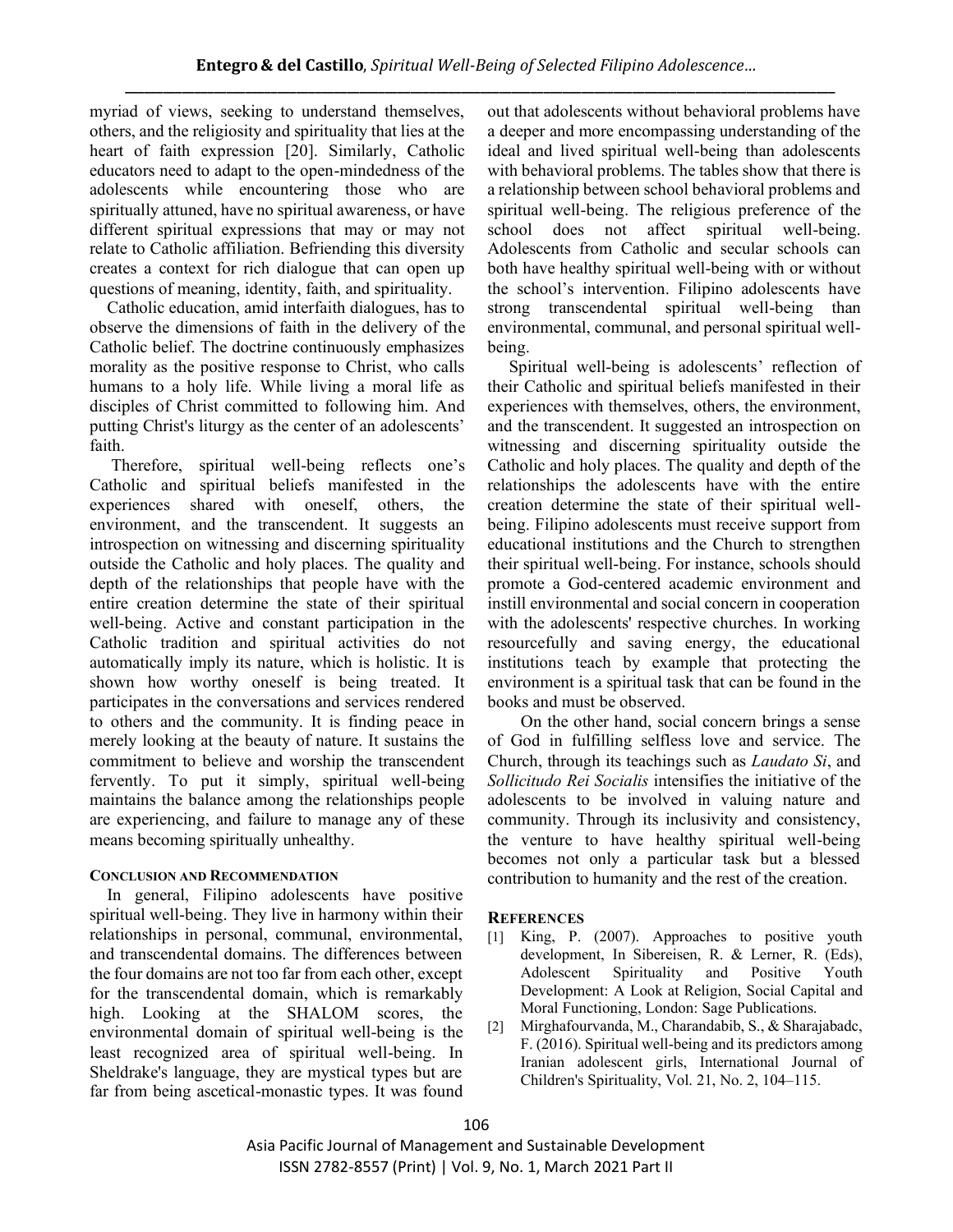myriad of views, seeking to understand themselves, others, and the religiosity and spirituality that lies at the heart of faith expression [20]. Similarly, Catholic educators need to adapt to the open-mindedness of the adolescents while encountering those who are spiritually attuned, have no spiritual awareness, or have different spiritual expressions that may or may not relate to Catholic affiliation. Befriending this diversity creates a context for rich dialogue that can open up questions of meaning, identity, faith, and spirituality.

Catholic education, amid interfaith dialogues, has to observe the dimensions of faith in the delivery of the Catholic belief. The doctrine continuously emphasizes morality as the positive response to Christ, who calls humans to a holy life. While living a moral life as disciples of Christ committed to following him. And putting Christ's liturgy as the center of an adolescents' faith.

Therefore, spiritual well-being reflects one's Catholic and spiritual beliefs manifested in the experiences shared with oneself, others, the environment, and the transcendent. It suggests an introspection on witnessing and discerning spirituality outside the Catholic and holy places. The quality and depth of the relationships that people have with the entire creation determine the state of their spiritual well-being. Active and constant participation in the Catholic tradition and spiritual activities do not automatically imply its nature, which is holistic. It is shown how worthy oneself is being treated. It participates in the conversations and services rendered to others and the community. It is finding peace in merely looking at the beauty of nature. It sustains the commitment to believe and worship the transcendent fervently. To put it simply, spiritual well-being maintains the balance among the relationships people are experiencing, and failure to manage any of these means becoming spiritually unhealthy.

## CONCLUSION AND RECOMMENDATION

In general, Filipino adolescents have positive spiritual well-being. They live in harmony within their relationships in personal, communal, environmental, and transcendental domains. The differences between the four domains are not too far from each other, except for the transcendental domain, which is remarkably high. Looking at the SHALOM scores, the environmental domain of spiritual well-being is the least recognized area of spiritual well-being. In Sheldrake's language, they are mystical types but are far from being ascetical-monastic types. It was found out that adolescents without behavioral problems have a deeper and more encompassing understanding of the ideal and lived spiritual well-being than adolescents with behavioral problems. The tables show that there is a relationship between school behavioral problems and spiritual well-being. The religious preference of the school does not affect spiritual well-being. Adolescents from Catholic and secular schools can both have healthy spiritual well-being with or without the school's intervention. Filipino adolescents have strong transcendental spiritual well-being than environmental, communal, and personal spiritual well-being.

Spiritual well-being is adolescents' reflection of their Catholic and spiritual beliefs manifested in their experiences with themselves, others, the environment, and the transcendent. It suggested an introspection on witnessing and discerning spirituality outside the Catholic and holy places. The quality and depth of the relationships the adolescents have with the entire creation determine the state of their spiritual well-being. Filipino adolescents must receive support from educational institutions and the Church to strengthen their spiritual well-being. For instance, schools should promote a God-centered academic environment and instill environmental and social concern in cooperation with the adolescents' respective churches. In working resourcefully and saving energy, the educational institutions teach by example that protecting the environment is a spiritual task that can be found in the books and must be observed.

On the other hand, social concern brings a sense of God in fulfilling selfless love and service. The Church, through its teachings such as *Laudato Si*, and *Sollicitudo Rei Socialis* intensifies the initiative of the adolescents to be involved in valuing nature and community. Through its inclusivity and consistency, the venture to have healthy spiritual well-being becomes not only a particular task but a blessed contribution to humanity and the rest of the creation.

## REFERENCES

[1] King, P. (2007). Approaches to positive youth development, In Sibereisen, R. & Lerner, R. (Eds), Adolescent Spirituality and Positive Youth Development: A Look at Religion, Social Capital and Moral Functioning, London: Sage Publications.

[2] Mirghafourvanda, M., Charandabib, S., & Sharajabadc, F. (2016). Spiritual well-being and its predictors among Iranian adolescent girls, International Journal of Children's Spirituality, Vol. 21, No. 2, 104–115.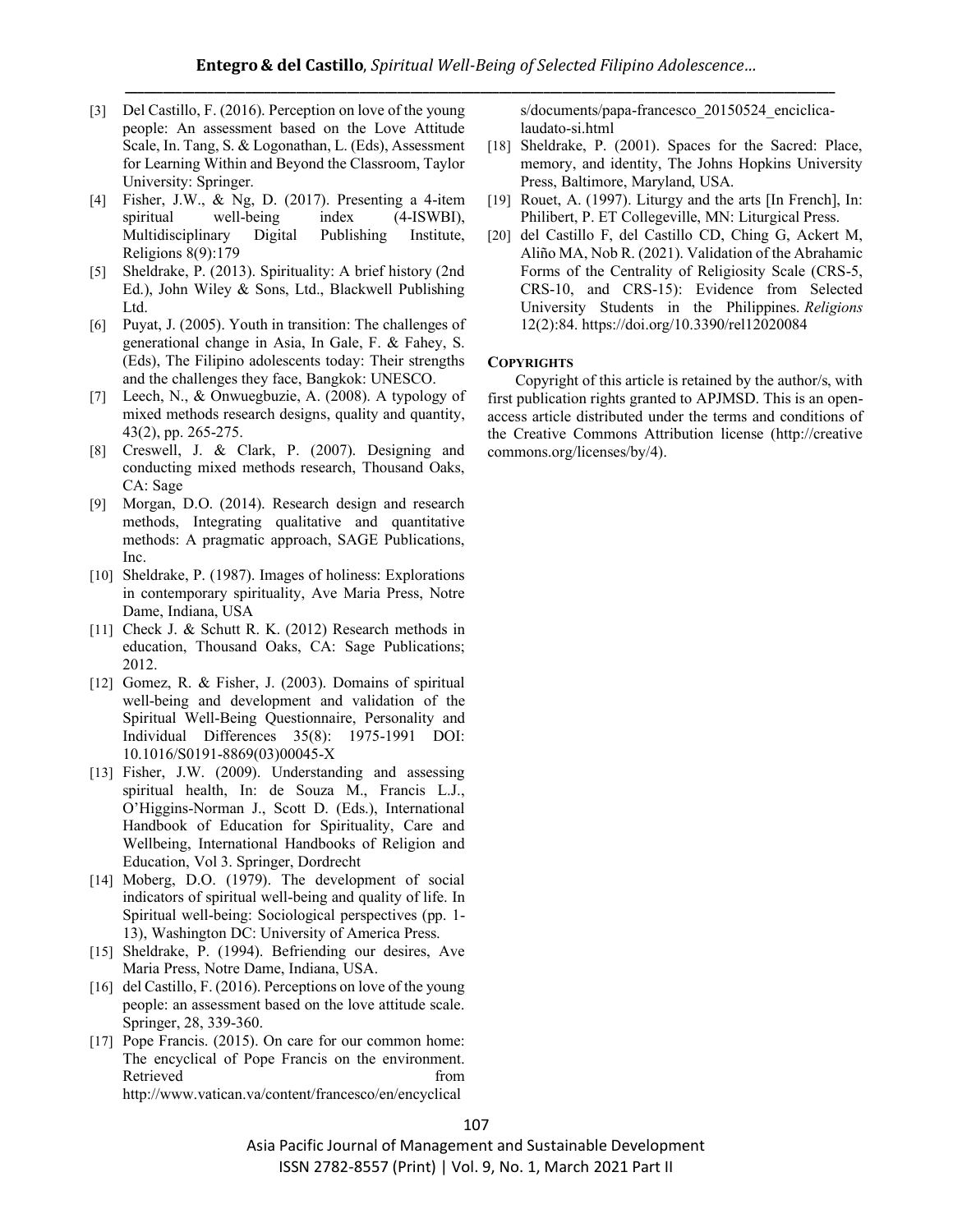[3] Del Castillo, F. (2016). Perception on love of the young people: An assessment based on the Love Attitude Scale, In. Tang, S. & Logonathan, L. (Eds), Assessment for Learning Within and Beyond the Classroom, Taylor University: Springer.

[4] Fisher, J.W., & Ng, D. (2017). Presenting a 4-item spiritual well-being index (4-ISWBI), Multidisciplinary Digital Publishing Institute, Religions 8(9):179

[5] Sheldrake, P. (2013). Spirituality: A brief history (2nd Ed.), John Wiley & Sons, Ltd., Blackwell Publishing Ltd.

[6] Puyat, J. (2005). Youth in transition: The challenges of generational change in Asia, In Gale, F. & Fahey, S. (Eds), The Filipino adolescents today: Their strengths and the challenges they face, Bangkok: UNESCO.

[7] Leech, N., & Onwuegbuzie, A. (2008). A typology of mixed methods research designs, quality and quantity, 43(2), pp. 265-275.

[8] Creswell, J. & Clark, P. (2007). Designing and conducting mixed methods research, Thousand Oaks, CA: Sage

[9] Morgan, D.O. (2014). Research design and research methods, Integrating qualitative and quantitative methods: A pragmatic approach, SAGE Publications, Inc.

[10] Sheldrake, P. (1987). Images of holiness: Explorations in contemporary spirituality, Ave Maria Press, Notre Dame, Indiana, USA

[11] Check J. & Schutt R. K. (2012) Research methods in education, Thousand Oaks, CA: Sage Publications; 2012.

[12] Gomez, R. & Fisher, J. (2003). Domains of spiritual well-being and development and validation of the Spiritual Well-Being Questionnaire, Personality and Individual Differences 35(8): 1975-1991 DOI: 10.1016/S0191-8869(03)00045-X

[13] Fisher, J.W. (2009). Understanding and assessing spiritual health, In: de Souza M., Francis L.J., O'Higgins-Norman J., Scott D. (Eds.), International Handbook of Education for Spirituality, Care and Wellbeing, International Handbooks of Religion and Education, Vol 3. Springer, Dordrecht

[14] Moberg, D.O. (1979). The development of social indicators of spiritual well-being and quality of life. In Spiritual well-being: Sociological perspectives (pp. 1-13), Washington DC: University of America Press.

[15] Sheldrake, P. (1994). Befriending our desires, Ave Maria Press, Notre Dame, Indiana, USA.

[16] del Castillo, F. (2016). Perceptions on love of the young people: an assessment based on the love attitude scale. Springer, 28, 339-360.

[17] Pope Francis. (2015). On care for our common home: The encyclical of Pope Francis on the environment. Retrieved from http://www.vatican.va/content/francesco/en/encyclicals/documents/papa-francesco_20150524_enciclica-laudato-si.html

[18] Sheldrake, P. (2001). Spaces for the Sacred: Place, memory, and identity, The Johns Hopkins University Press, Baltimore, Maryland, USA.

[19] Rouet, A. (1997). Liturgy and the arts [In French], In: Philibert, P. ET Collegeville, MN: Liturgical Press.

[20] del Castillo F, del Castillo CD, Ching G, Ackert M, Aliño MA, Nob R. (2021). Validation of the Abrahamic Forms of the Centrality of Religiosity Scale (CRS-5, CRS-10, and CRS-15): Evidence from Selected University Students in the Philippines. *Religions* 12(2):84. https://doi.org/10.3390/rel12020084

**COPYRIGHTS**

Copyright of this article is retained by the author/s, with first publication rights granted to APJMSD. This is an open-access article distributed under the terms and conditions of the Creative Commons Attribution license (http://creativecommons.org/licenses/by/4).